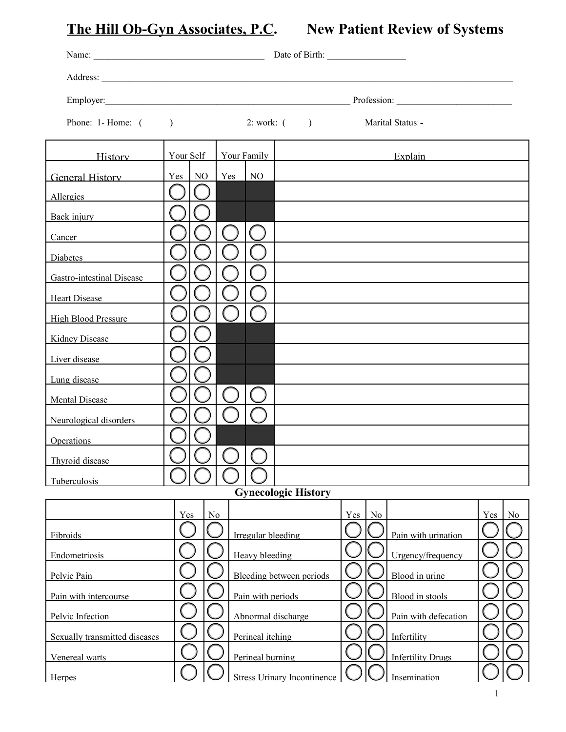# The Hill Ob-Gyn Associates, P.C. New Patient Review of Systems

Name: ______________________________________ Date of Birth: _________________

Address: ______________________________________________________________________________________________

Employer:_______________________________________________________ Profession: _________________________

Phone: 1- Home: ( ) 2: work: ( ) Marital Status: -

| History | Your Self | | Your Family | | Explain |
|---|---|---|---|---|---|
| General History | Yes | NO | Yes | NO | |
| Allergies | ◯ | ◯ | | | |
| Back injury | ◯ | ◯ | | | |
| Cancer | ◯ | ◯ | ◯ | ◯ | |
| Diabetes | ◯ | ◯ | ◯ | ◯ | |
| Gastro-intestinal Disease | ◯ | ◯ | ◯ | ◯ | |
| Heart Disease | ◯ | ◯ | ◯ | ◯ | |
| High Blood Pressure | ◯ | ◯ | ◯ | ◯ | |
| Kidney Disease | ◯ | ◯ | | | |
| Liver disease | ◯ | ◯ | | | |
| Lung disease | ◯ | ◯ | | | |
| Mental Disease | ◯ | ◯ | ◯ | ◯ | |
| Neurological disorders | ◯ | ◯ | ◯ | ◯ | |
| Operations | ◯ | ◯ | | | |
| Thyroid disease | ◯ | ◯ | ◯ | ◯ | |
| Tuberculosis | ◯ | ◯ | ◯ | ◯ | |

## Gynecologic History

| | Yes | No | | Yes | No | | Yes | No |
|---|---|---|---|---|---|---|---|---|
| Fibroids | ◯ | ◯ | Irregular bleeding | ◯ | ◯ | Pain with urination | ◯ | ◯ |
| Endometriosis | ◯ | ◯ | Heavy bleeding | ◯ | ◯ | Urgency/frequency | ◯ | ◯ |
| Pelvic Pain | ◯ | ◯ | Bleeding between periods | ◯ | ◯ | Blood in urine | ◯ | ◯ |
| Pain with intercourse | ◯ | ◯ | Pain with periods | ◯ | ◯ | Blood in stools | ◯ | ◯ |
| Pelvic Infection | ◯ | ◯ | Abnormal discharge | ◯ | ◯ | Pain with defecation | ◯ | ◯ |
| Sexually transmitted diseases | ◯ | ◯ | Perineal itching | ◯ | ◯ | Infertility | ◯ | ◯ |
| Venereal warts | ◯ | ◯ | Perineal burning | ◯ | ◯ | Infertility Drugs | ◯ | ◯ |
| Herpes | ◯ | ◯ | Stress Urinary Incontinence | ◯ | ◯ | Insemination | ◯ | ◯ |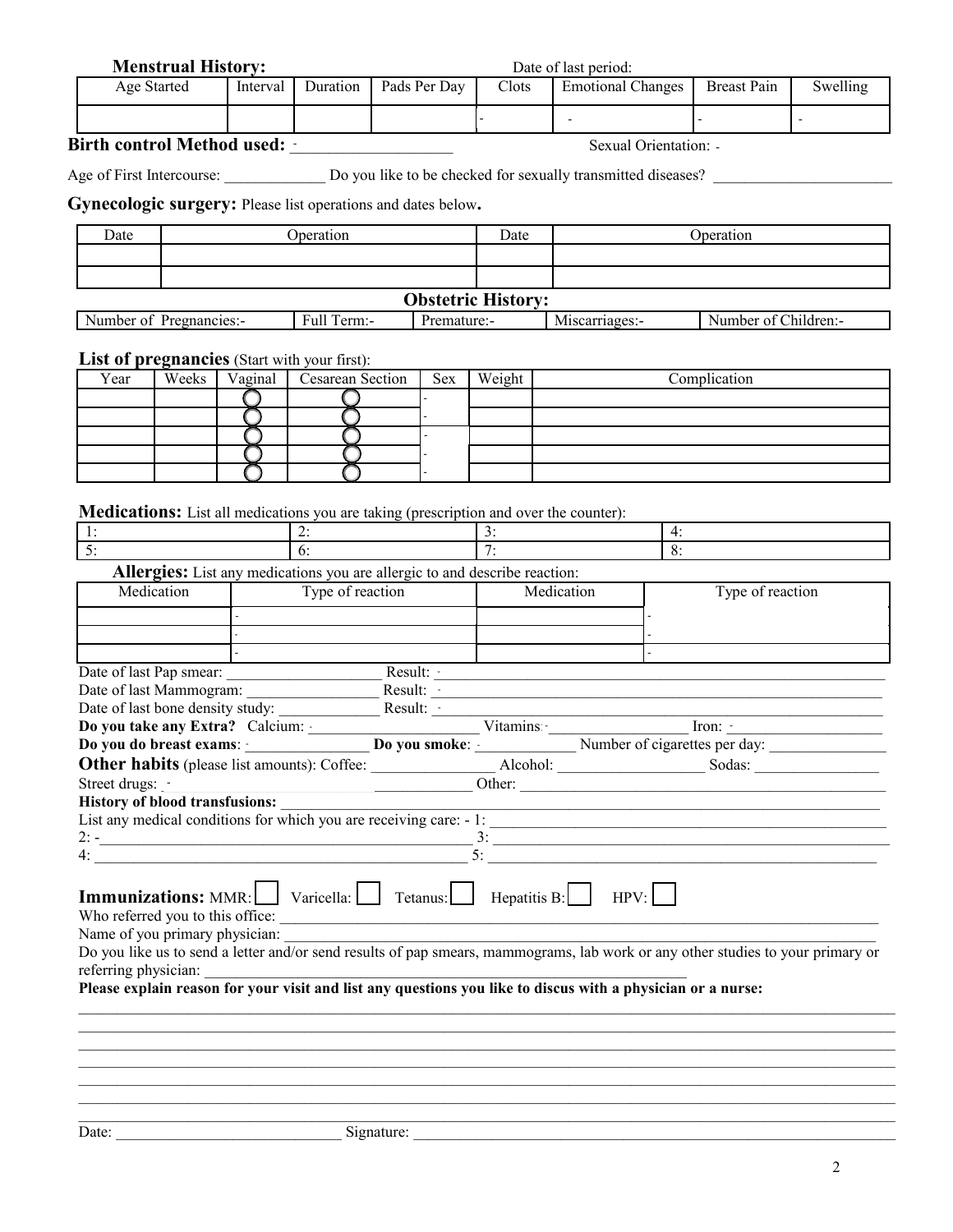**Menstrual History:** Date of last period:

| Age Started | Interval | Duration | Pads Per Day | Clots | Emotional Changes | Breast Pain | Swelling |
|---|---|---|---|---|---|---|---|
| | | | | - | - | - | - |

**Birth control Method used:** -___________________ Sexual Orientation: -

Age of First Intercourse: _____________ Do you like to be checked for sexually transmitted diseases? _______________________

**Gynecologic surgery:** Please list operations and dates below**.**

| Date | Operation | Date | Operation |
|---|---|---|---|
| | | | |
| | | | |

**Obstetric History:**

| Number of Pregnancies:- | Full Term:- | Premature:- | Miscarriages:- | Number of Children:- |
|---|---|---|---|---|

**List of pregnancies** (Start with your first):

| Year | Weeks | Vaginal | Cesarean Section | Sex | Weight | Complication |
|---|---|---|---|---|---|---|
| | | ○ | ○ | - | | |
| | | ○ | ○ | - | | |
| | | ○ | ○ | - | | |
| | | ○ | ○ | - | | |
| | | ○ | ○ | - | | |

**Medications:** List all medications you are taking (prescription and over the counter):

| | | | |
|---|---|---|---|
| 1: | 2: | 3: | 4: |
| 5: | 6: | 7: | 8: |

**Allergies:** List any medications you are allergic to and describe reaction:

| Medication | Type of reaction | Medication | Type of reaction |
|---|---|---|---|
| | - | | - |
| | - | | - |
| | - | | - |

Date of last Pap smear: ___________________ Result: -

Date of last Mammogram: ________________ Result: -

Date of last bone density study: _____________ Result: -

**Do you take any Extra?** Calcium: -_____________________ Vitamins: -__________________ Iron: -___________________

**Do you do breast exams**: -_______________ **Do you smoke**: -____________ Number of cigarettes per day: _______________

**Other habits** (please list amounts): Coffee: _______________ Alcohol: ___________________ Sodas: ________________

Street drugs: -________________________________ Other: ______________________________________________

**History of blood transfusions:** ________________________________________________________________________

List any medical conditions for which you are receiving care: - 1: ______________________________________________

2: -_______________________________________________ 3: ____________________________________________________

4: ________________________________________________ 5: ____________________________________________________

**Immunizations:** MMR: ☐ Varicella: ☐ Tetanus: ☐ Hepatitis B: ☐ HPV: ☐

Who referred you to this office: ___________________________________________________________________________

Name of you primary physician: ___________________________________________________________________________

Do you like us to send a letter and/or send results of pap smears, mammograms, lab work or any other studies to your primary or referring physician: _______________________________________________________________

**Please explain reason for your visit and list any questions you like to discus with a physician or a nurse:**

____________________________________________________________________________________________________

____________________________________________________________________________________________________

____________________________________________________________________________________________________

____________________________________________________________________________________________________

____________________________________________________________________________________________________

____________________________________________________________________________________________________

____________________________________________________________________________________________________

Date: ____________________________ Signature: _____________________________________________________________